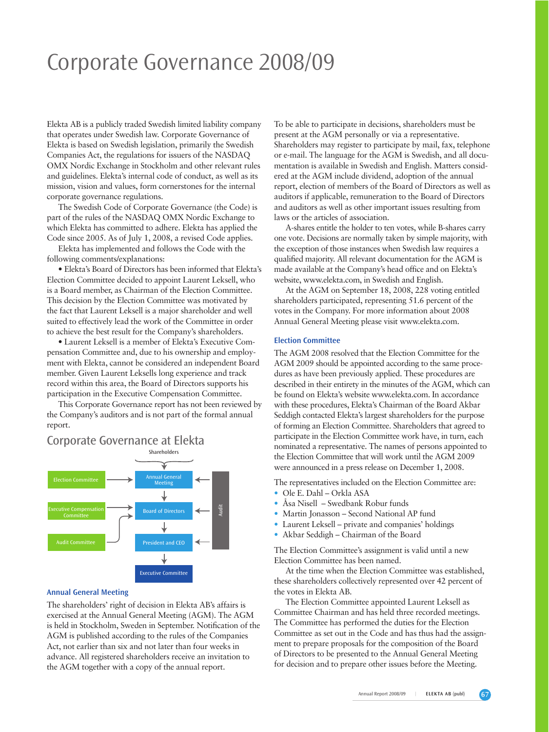# Corporate Governance 2008/09

Elekta AB is a publicly traded Swedish limited liability company that operates under Swedish law. Corporate Governance of Elekta is based on Swedish legislation, primarily the Swedish Companies Act, the regulations for issuers of the NASDAQ OMX Nordic Exchange in Stockholm and other relevant rules and guidelines. Elekta's internal code of conduct, as well as its mission, vision and values, form cornerstones for the internal corporate governance regulations.

The Swedish Code of Corporate Governance (the Code) is part of the rules of the NASDAQ OMX Nordic Exchange to which Elekta has committed to adhere. Elekta has applied the Code since 2005. As of July 1, 2008, a revised Code applies.

Elekta has implemented and follows the Code with the following comments/explanations:

- Elekta's Board of Directors has been informed that Elekta's Election Committee decided to appoint Laurent Leksell, who is a Board member, as Chairman of the Election Committee. This decision by the Election Committee was motivated by the fact that Laurent Leksell is a major shareholder and well suited to effectively lead the work of the Committee in order to achieve the best result for the Company's shareholders.
- Laurent Leksell is a member of Elekta's Executive Compensation Committee and, due to his ownership and employment with Elekta, cannot be considered an independent Board member. Given Laurent Leksells long experience and track record within this area, the Board of Directors supports his participation in the Executive Compensation Committee.

This Corporate Governance report has not been reviewed by the Company's auditors and is not part of the formal annual report.

## Corporate Governance at Elekta

Shareholders → Annual General Meeting → Board of Directors → President and CEO → Executive Committee

Election Committee → Annual General Meeting; Executive Compensation Committee → Board of Directors; Audit Committee → Board of Directors; Audit → Annual General Meeting, Board of Directors, President and CEO

### Annual General Meeting

The shareholders' right of decision in Elekta AB's affairs is exercised at the Annual General Meeting (AGM). The AGM is held in Stockholm, Sweden in September. Notification of the AGM is published according to the rules of the Companies Act, not earlier than six and not later than four weeks in advance. All registered shareholders receive an invitation to the AGM together with a copy of the annual report.

To be able to participate in decisions, shareholders must be present at the AGM personally or via a representative. Shareholders may register to participate by mail, fax, telephone or e-mail. The language for the AGM is Swedish, and all documentation is available in Swedish and English. Matters considered at the AGM include dividend, adoption of the annual report, election of members of the Board of Directors as well as auditors if applicable, remuneration to the Board of Directors and auditors as well as other important issues resulting from laws or the articles of association.

A-shares entitle the holder to ten votes, while B-shares carry one vote. Decisions are normally taken by simple majority, with the exception of those instances when Swedish law requires a qualified majority. All relevant documentation for the AGM is made available at the Company's head office and on Elekta's website, www.elekta.com, in Swedish and English.

At the AGM on September 18, 2008, 228 voting entitled shareholders participated, representing 51.6 percent of the votes in the Company. For more information about 2008 Annual General Meeting please visit www.elekta.com.

### Election Committee

The AGM 2008 resolved that the Election Committee for the AGM 2009 should be appointed according to the same procedures as have been previously applied. These procedures are described in their entirety in the minutes of the AGM, which can be found on Elekta's website www.elekta.com. In accordance with these procedures, Elekta's Chairman of the Board Akbar Seddigh contacted Elekta's largest shareholders for the purpose of forming an Election Committee. Shareholders that agreed to participate in the Election Committee work have, in turn, each nominated a representative. The names of persons appointed to the Election Committee that will work until the AGM 2009 were announced in a press release on December 1, 2008.

The representatives included on the Election Committee are:

- Ole E. Dahl – Orkla ASA
- Åsa Nisell – Swedbank Robur funds
- Martin Jonasson – Second National AP fund
- Laurent Leksell – private and companies' holdings
- Akbar Seddigh – Chairman of the Board

The Election Committee's assignment is valid until a new Election Committee has been named.

At the time when the Election Committee was established, these shareholders collectively represented over 42 percent of the votes in Elekta AB.

The Election Committee appointed Laurent Leksell as Committee Chairman and has held three recorded meetings. The Committee has performed the duties for the Election Committee as set out in the Code and has thus had the assignment to prepare proposals for the composition of the Board of Directors to be presented to the Annual General Meeting for decision and to prepare other issues before the Meeting.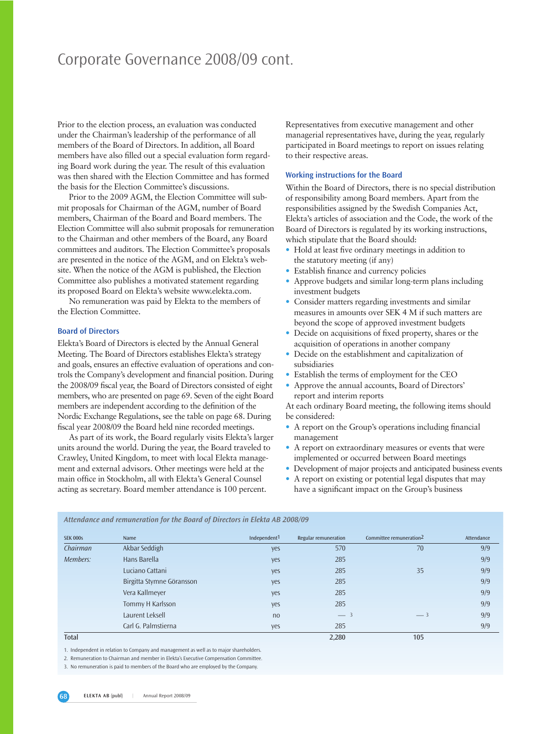# Corporate Governance 2008/09 cont.

Prior to the election process, an evaluation was conducted under the Chairman's leadership of the performance of all members of the Board of Directors. In addition, all Board members have also filled out a special evaluation form regarding Board work during the year. The result of this evaluation was then shared with the Election Committee and has formed the basis for the Election Committee's discussions.

Prior to the 2009 AGM, the Election Committee will submit proposals for Chairman of the AGM, number of Board members, Chairman of the Board and Board members. The Election Committee will also submit proposals for remuneration to the Chairman and other members of the Board, any Board committees and auditors. The Election Committee's proposals are presented in the notice of the AGM, and on Elekta's website. When the notice of the AGM is published, the Election Committee also publishes a motivated statement regarding its proposed Board on Elekta's website www.elekta.com.

No remuneration was paid by Elekta to the members of the Election Committee.

### Board of Directors

Elekta's Board of Directors is elected by the Annual General Meeting. The Board of Directors establishes Elekta's strategy and goals, ensures an effective evaluation of operations and controls the Company's development and financial position. During the 2008/09 fiscal year, the Board of Directors consisted of eight members, who are presented on page 69. Seven of the eight Board members are independent according to the definition of the Nordic Exchange Regulations, see the table on page 68. During fiscal year 2008/09 the Board held nine recorded meetings.

As part of its work, the Board regularly visits Elekta's larger units around the world. During the year, the Board traveled to Crawley, United Kingdom, to meet with local Elekta management and external advisors. Other meetings were held at the main office in Stockholm, all with Elekta's General Counsel acting as secretary. Board member attendance is 100 percent.

Representatives from executive management and other managerial representatives have, during the year, regularly participated in Board meetings to report on issues relating to their respective areas.

### Working instructions for the Board

Within the Board of Directors, there is no special distribution of responsibility among Board members. Apart from the responsibilities assigned by the Swedish Companies Act, Elekta's articles of association and the Code, the work of the Board of Directors is regulated by its working instructions, which stipulate that the Board should:

- Hold at least five ordinary meetings in addition to the statutory meeting (if any)
- Establish finance and currency policies
- Approve budgets and similar long-term plans including investment budgets
- Consider matters regarding investments and similar measures in amounts over SEK 4 M if such matters are beyond the scope of approved investment budgets
- Decide on acquisitions of fixed property, shares or the acquisition of operations in another company
- Decide on the establishment and capitalization of subsidiaries
- Establish the terms of employment for the CEO
- Approve the annual accounts, Board of Directors' report and interim reports

At each ordinary Board meeting, the following items should be considered:

- A report on the Group's operations including financial management
- A report on extraordinary measures or events that were implemented or occurred between Board meetings
- Development of major projects and anticipated business events
- A report on existing or potential legal disputes that may have a significant impact on the Group's business

*Attendance and remuneration for the Board of Directors in Elekta AB 2008/09*

| SEK 000s | Name | Independent[1] | Regular remuneration | Committee remuneration[2] | Attendance |
|---|---|---|---|---|---|
| *Chairman* | Akbar Seddigh | yes | 570 | 70 | 9/9 |
| *Members:* | Hans Barella | yes | 285 | | 9/9 |
| | Luciano Cattani | yes | 285 | 35 | 9/9 |
| | Birgitta Stymne Göransson | yes | 285 | | 9/9 |
| | Vera Kallmeyer | yes | 285 | | 9/9 |
| | Tommy H Karlsson | yes | 285 | | 9/9 |
| | Laurent Leksell | no | —[3] | —[3] | 9/9 |
| | Carl G. Palmstierna | yes | 285 | | 9/9 |
| Total | | | 2,280 | 105 | |

1. Independent in relation to Company and management as well as to major shareholders.
2. Remuneration to Chairman and member in Elekta's Executive Compensation Committee.
3. No remuneration is paid to members of the Board who are employed by the Company.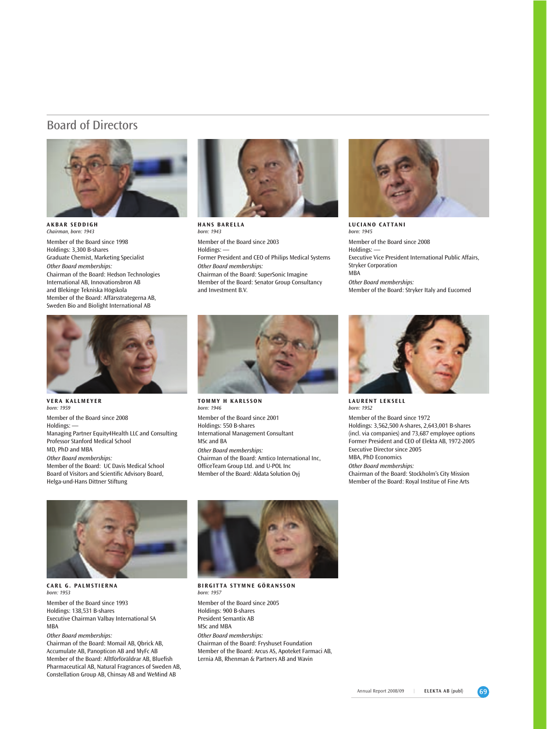## Board of Directors

**AKBAR SEDDIGH**
*Chairman, born: 1943*

Member of the Board since 1998
Holdings: 3,300 B-shares
Graduate Chemist, Marketing Specialist
*Other Board memberships:*
Chairman of the Board: Hedson Technologies International AB, Innovationsbron AB and Blekinge Tekniska Högskola
Member of the Board: Affärsstrategerna AB, Sweden Bio and Biolight International AB

**HANS BARELLA**
*born: 1943*

Member of the Board since 2003
Holdings: —
Former President and CEO of Philips Medical Systems
*Other Board memberships:*
Chairman of the Board: SuperSonic Imagine
Member of the Board: Senator Group Consultancy and Investment B.V.

**LUCIANO CATTANI**
*born: 1945*

Member of the Board since 2008
Holdings: —
Executive Vice President International Public Affairs, Stryker Corporation
MBA
*Other Board memberships:*
Member of the Board: Stryker Italy and Eucomed

**VERA KALLMEYER**
*born: 1959*

Member of the Board since 2008
Holdings: —
Managing Partner Equity4Health LLC and Consulting Professor Stanford Medical School
MD, PhD and MBA
*Other Board memberships:*
Member of the Board: UC Davis Medical School Board of Visitors and Scientific Advisory Board, Helga-und-Hans Dittner Stiftung

**TOMMY H KARLSSON**
*born: 1946*

Member of the Board since 2001
Holdings: 550 B-shares
International Management Consultant
MSc and BA
*Other Board memberships:*
Chairman of the Board: Amtico International Inc, OfficeTeam Group Ltd. and U-POL Inc
Member of the Board: Aldata Solution Oyj

**LAURENT LEKSELL**
*born: 1952*

Member of the Board since 1972
Holdings: 3,562,500 A-shares, 2,643,001 B-shares (incl. via companies) and 73,687 employee options
Former President and CEO of Elekta AB, 1972-2005
Executive Director since 2005
MBA, PhD Economics
*Other Board memberships:*
Chairman of the Board: Stockholm's City Mission
Member of the Board: Royal Institue of Fine Arts

**CARL G. PALMSTIERNA**
*born: 1953*

Member of the Board since 1993
Holdings: 138,531 B-shares
Executive Chairman Valbay International SA
MBA
*Other Board memberships:*
Chairman of the Board: Momail AB, Qbrick AB, Accumulate AB, Panopticon AB and MyFc AB
Member of the Board: Alltförföräldrar AB, Bluefish Pharmaceutical AB, Natural Fragrances of Sweden AB, Constellation Group AB, Chinsay AB and WeMind AB

**BIRGITTA STYMNE GÖRANSSON**
*born: 1957*

Member of the Board since 2005
Holdings: 900 B-shares
President Semantix AB
MSc and MBA
*Other Board memberships:*
Chairman of the Board: Fryshuset Foundation
Member of the Board: Arcus AS, Apoteket Farmaci AB, Lernia AB, Rhenman & Partners AB and Wavin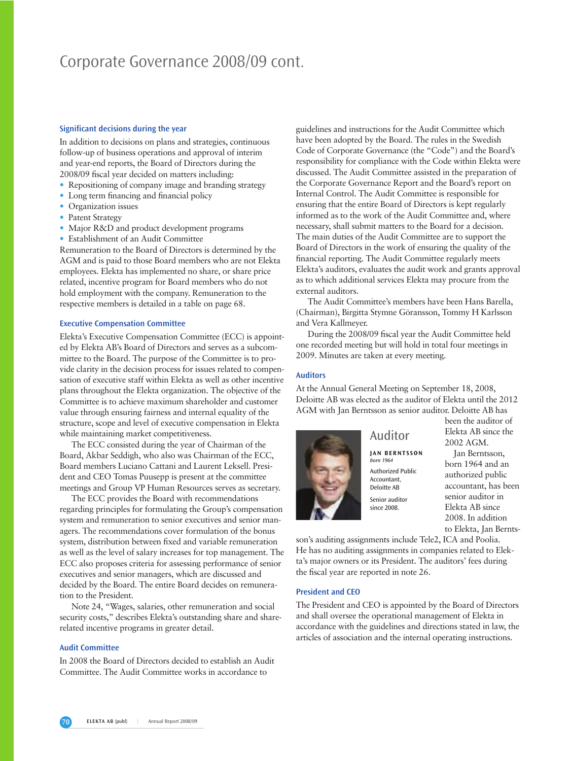# Corporate Governance 2008/09 cont.

### Significant decisions during the year

In addition to decisions on plans and strategies, continuous follow-up of business operations and approval of interim and year-end reports, the Board of Directors during the 2008/09 fiscal year decided on matters including:

- Repositioning of company image and branding strategy
- Long term financing and financial policy
- Organization issues
- Patent Strategy
- Major R&D and product development programs
- Establishment of an Audit Committee

Remuneration to the Board of Directors is determined by the AGM and is paid to those Board members who are not Elekta employees. Elekta has implemented no share, or share price related, incentive program for Board members who do not hold employment with the company. Remuneration to the respective members is detailed in a table on page 68.

### Executive Compensation Committee

Elekta's Executive Compensation Committee (ECC) is appointed by Elekta AB's Board of Directors and serves as a subcommittee to the Board. The purpose of the Committee is to provide clarity in the decision process for issues related to compensation of executive staff within Elekta as well as other incentive plans throughout the Elekta organization. The objective of the Committee is to achieve maximum shareholder and customer value through ensuring fairness and internal equality of the structure, scope and level of executive compensation in Elekta while maintaining market competitiveness.

The ECC consisted during the year of Chairman of the Board, Akbar Seddigh, who also was Chairman of the ECC, Board members Luciano Cattani and Laurent Leksell. President and CEO Tomas Puusepp is present at the committee meetings and Group VP Human Resources serves as secretary.

The ECC provides the Board with recommendations regarding principles for formulating the Group's compensation system and remuneration to senior executives and senior managers. The recommendations cover formulation of the bonus system, distribution between fixed and variable remuneration as well as the level of salary increases for top management. The ECC also proposes criteria for assessing performance of senior executives and senior managers, which are discussed and decided by the Board. The entire Board decides on remuneration to the President.

Note 24, "Wages, salaries, other remuneration and social security costs," describes Elekta's outstanding share and share-related incentive programs in greater detail.

### Audit Committee

In 2008 the Board of Directors decided to establish an Audit Committee. The Audit Committee works in accordance to guidelines and instructions for the Audit Committee which have been adopted by the Board. The rules in the Swedish Code of Corporate Governance (the "Code") and the Board's responsibility for compliance with the Code within Elekta were discussed. The Audit Committee assisted in the preparation of the Corporate Governance Report and the Board's report on Internal Control. The Audit Committee is responsible for ensuring that the entire Board of Directors is kept regularly informed as to the work of the Audit Committee and, where necessary, shall submit matters to the Board for a decision. The main duties of the Audit Committee are to support the Board of Directors in the work of ensuring the quality of the financial reporting. The Audit Committee regularly meets Elekta's auditors, evaluates the audit work and grants approval as to which additional services Elekta may procure from the external auditors.

The Audit Committee's members have been Hans Barella, (Chairman), Birgitta Stymne Göransson, Tommy H Karlsson and Vera Kallmeyer.

During the 2008/09 fiscal year the Audit Committee held one recorded meeting but will hold in total four meetings in 2009. Minutes are taken at every meeting.

### Auditors

At the Annual General Meeting on September 18, 2008, Deloitte AB was elected as the auditor of Elekta until the 2012 AGM with Jan Berntsson as senior auditor. Deloitte AB has been the auditor of Elekta AB since the 2002 AGM.

Jan Berntsson, born 1964 and an authorized public accountant, has been senior auditor in Elekta AB since 2008. In addition to Elekta, Jan Berntsson's auditing assignments include Tele2, ICA and Poolia. He has no auditing assignments in companies related to Elekta's major owners or its President. The auditors' fees during the fiscal year are reported in note 26.

## Auditor

**JAN BERNTSSON**
*born 1964*

Authorized Public Accountant, Deloitte AB

Senior auditor since 2008.

### President and CEO

The President and CEO is appointed by the Board of Directors and shall oversee the operational management of Elekta in accordance with the guidelines and directions stated in law, the articles of association and the internal operating instructions.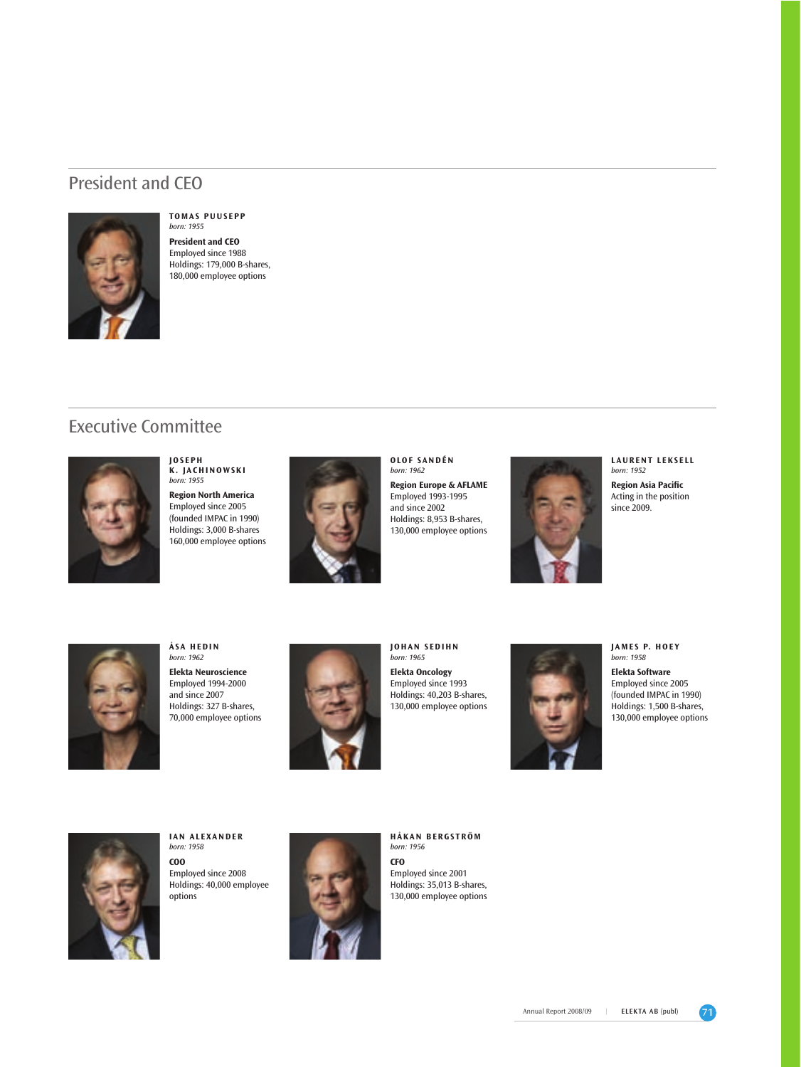## President and CEO

**TOMAS PUUSEPP**
*born: 1955*

**President and CEO**
Employed since 1988
Holdings: 179,000 B-shares,
180,000 employee options

## Executive Committee

**JOSEPH K. JACHINOWSKI**
*born: 1955*

**Region North America**
Employed since 2005
(founded IMPAC in 1990)
Holdings: 3,000 B-shares
160,000 employee options

**OLOF SANDÉN**
*born: 1962*

**Region Europe & AFLAME**
Employed 1993-1995
and since 2002
Holdings: 8,953 B-shares,
130,000 employee options

**LAURENT LEKSELL**
*born: 1952*

**Region Asia Pacific**
Acting in the position
since 2009.

**ÅSA HEDIN**
*born: 1962*

**Elekta Neuroscience**
Employed 1994-2000
and since 2007
Holdings: 327 B-shares,
70,000 employee options

**JOHAN SEDIHN**
*born: 1965*

**Elekta Oncology**
Employed since 1993
Holdings: 40,203 B-shares,
130,000 employee options

**JAMES P. HOEY**
*born: 1958*

**Elekta Software**
Employed since 2005
(founded IMPAC in 1990)
Holdings: 1,500 B-shares,
130,000 employee options

**IAN ALEXANDER**
*born: 1958*

**COO**
Employed since 2008
Holdings: 40,000 employee
options

**HÅKAN BERGSTRÖM**
*born: 1956*

**CFO**
Employed since 2001
Holdings: 35,013 B-shares,
130,000 employee options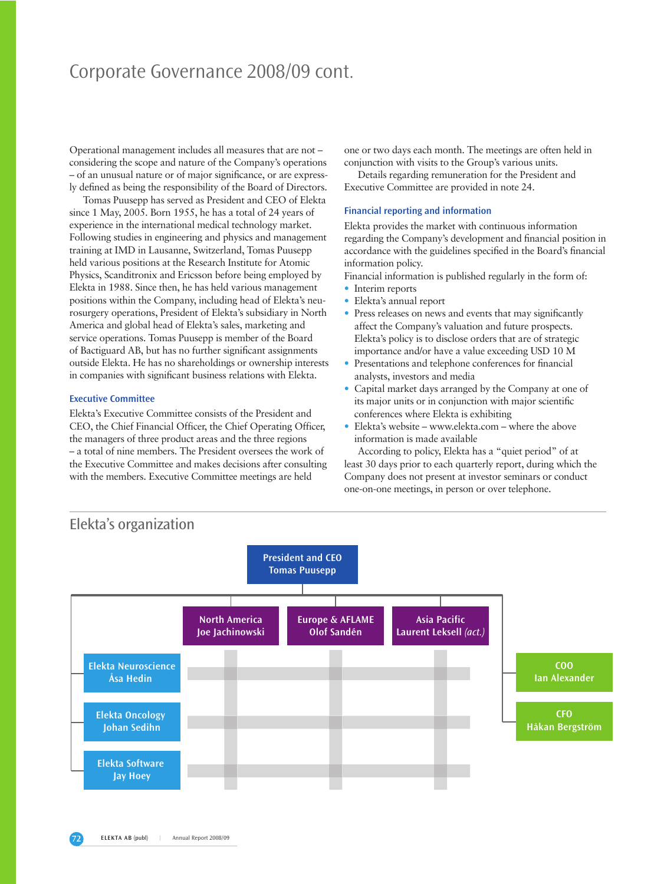# Corporate Governance 2008/09 cont.

Operational management includes all measures that are not – considering the scope and nature of the Company's operations – of an unusual nature or of major significance, or are expressly defined as being the responsibility of the Board of Directors.

Tomas Puusepp has served as President and CEO of Elekta since 1 May, 2005. Born 1955, he has a total of 24 years of experience in the international medical technology market. Following studies in engineering and physics and management training at IMD in Lausanne, Switzerland, Tomas Puusepp held various positions at the Research Institute for Atomic Physics, Scanditronix and Ericsson before being employed by Elekta in 1988. Since then, he has held various management positions within the Company, including head of Elekta's neurosurgery operations, President of Elekta's subsidiary in North America and global head of Elekta's sales, marketing and service operations. Tomas Puusepp is member of the Board of Bactiguard AB, but has no further significant assignments outside Elekta. He has no shareholdings or ownership interests in companies with significant business relations with Elekta.

### Executive Committee

Elekta's Executive Committee consists of the President and CEO, the Chief Financial Officer, the Chief Operating Officer, the managers of three product areas and the three regions – a total of nine members. The President oversees the work of the Executive Committee and makes decisions after consulting with the members. Executive Committee meetings are held one or two days each month. The meetings are often held in conjunction with visits to the Group's various units.

Details regarding remuneration for the President and Executive Committee are provided in note 24.

### Financial reporting and information

Elekta provides the market with continuous information regarding the Company's development and financial position in accordance with the guidelines specified in the Board's financial information policy.

Financial information is published regularly in the form of:

- Interim reports
- Elekta's annual report
- Press releases on news and events that may significantly affect the Company's valuation and future prospects. Elekta's policy is to disclose orders that are of strategic importance and/or have a value exceeding USD 10 M
- Presentations and telephone conferences for financial analysts, investors and media
- Capital market days arranged by the Company at one of its major units or in conjunction with major scientific conferences where Elekta is exhibiting
- Elekta's website – www.elekta.com – where the above information is made available

According to policy, Elekta has a "quiet period" of at least 30 days prior to each quarterly report, during which the Company does not present at investor seminars or conduct one-on-one meetings, in person or over telephone.

## Elekta's organization

**President and CEO** – Tomas Puusepp

Regions:
- North America – Joe Jachinowski
- Europe & AFLAME – Olof Sandén
- Asia Pacific – Laurent Leksell *(act.)*

Product areas:
- Elekta Neuroscience – Åsa Hedin
- Elekta Oncology – Johan Sedihn
- Elekta Software – Jay Hoey

- COO – Ian Alexander
- CFO – Håkan Bergström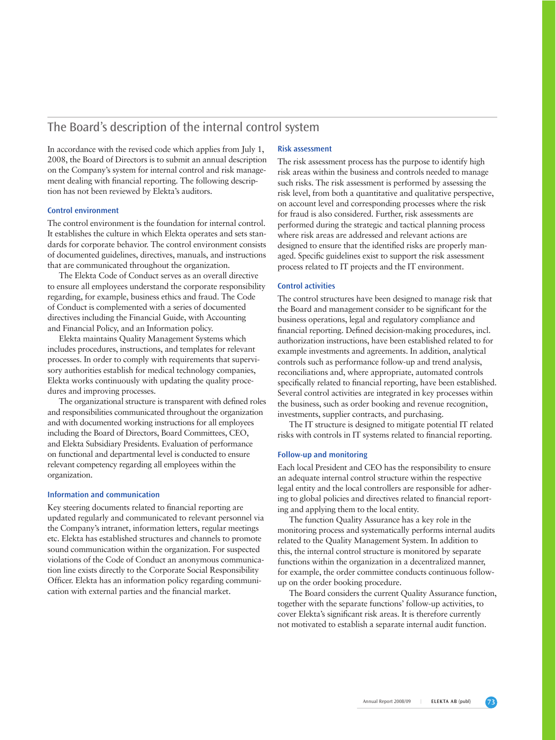## The Board's description of the internal control system

In accordance with the revised code which applies from July 1, 2008, the Board of Directors is to submit an annual description on the Company's system for internal control and risk management dealing with financial reporting. The following description has not been reviewed by Elekta's auditors.

### Control environment

The control environment is the foundation for internal control. It establishes the culture in which Elekta operates and sets standards for corporate behavior. The control environment consists of documented guidelines, directives, manuals, and instructions that are communicated throughout the organization.

The Elekta Code of Conduct serves as an overall directive to ensure all employees understand the corporate responsibility regarding, for example, business ethics and fraud. The Code of Conduct is complemented with a series of documented directives including the Financial Guide, with Accounting and Financial Policy, and an Information policy.

Elekta maintains Quality Management Systems which includes procedures, instructions, and templates for relevant processes. In order to comply with requirements that supervisory authorities establish for medical technology companies, Elekta works continuously with updating the quality procedures and improving processes.

The organizational structure is transparent with defined roles and responsibilities communicated throughout the organization and with documented working instructions for all employees including the Board of Directors, Board Committees, CEO, and Elekta Subsidiary Presidents. Evaluation of performance on functional and departmental level is conducted to ensure relevant competency regarding all employees within the organization.

### Information and communication

Key steering documents related to financial reporting are updated regularly and communicated to relevant personnel via the Company's intranet, information letters, regular meetings etc. Elekta has established structures and channels to promote sound communication within the organization. For suspected violations of the Code of Conduct an anonymous communication line exists directly to the Corporate Social Responsibility Officer. Elekta has an information policy regarding communication with external parties and the financial market.

### Risk assessment

The risk assessment process has the purpose to identify high risk areas within the business and controls needed to manage such risks. The risk assessment is performed by assessing the risk level, from both a quantitative and qualitative perspective, on account level and corresponding processes where the risk for fraud is also considered. Further, risk assessments are performed during the strategic and tactical planning process where risk areas are addressed and relevant actions are designed to ensure that the identified risks are properly managed. Specific guidelines exist to support the risk assessment process related to IT projects and the IT environment.

### Control activities

The control structures have been designed to manage risk that the Board and management consider to be significant for the business operations, legal and regulatory compliance and financial reporting. Defined decision-making procedures, incl. authorization instructions, have been established related to for example investments and agreements. In addition, analytical controls such as performance follow-up and trend analysis, reconciliations and, where appropriate, automated controls specifically related to financial reporting, have been established. Several control activities are integrated in key processes within the business, such as order booking and revenue recognition, investments, supplier contracts, and purchasing.

The IT structure is designed to mitigate potential IT related risks with controls in IT systems related to financial reporting.

### Follow-up and monitoring

Each local President and CEO has the responsibility to ensure an adequate internal control structure within the respective legal entity and the local controllers are responsible for adhering to global policies and directives related to financial reporting and applying them to the local entity.

The function Quality Assurance has a key role in the monitoring process and systematically performs internal audits related to the Quality Management System. In addition to this, the internal control structure is monitored by separate functions within the organization in a decentralized manner, for example, the order committee conducts continuous follow-up on the order booking procedure.

The Board considers the current Quality Assurance function, together with the separate functions' follow-up activities, to cover Elekta's significant risk areas. It is therefore currently not motivated to establish a separate internal audit function.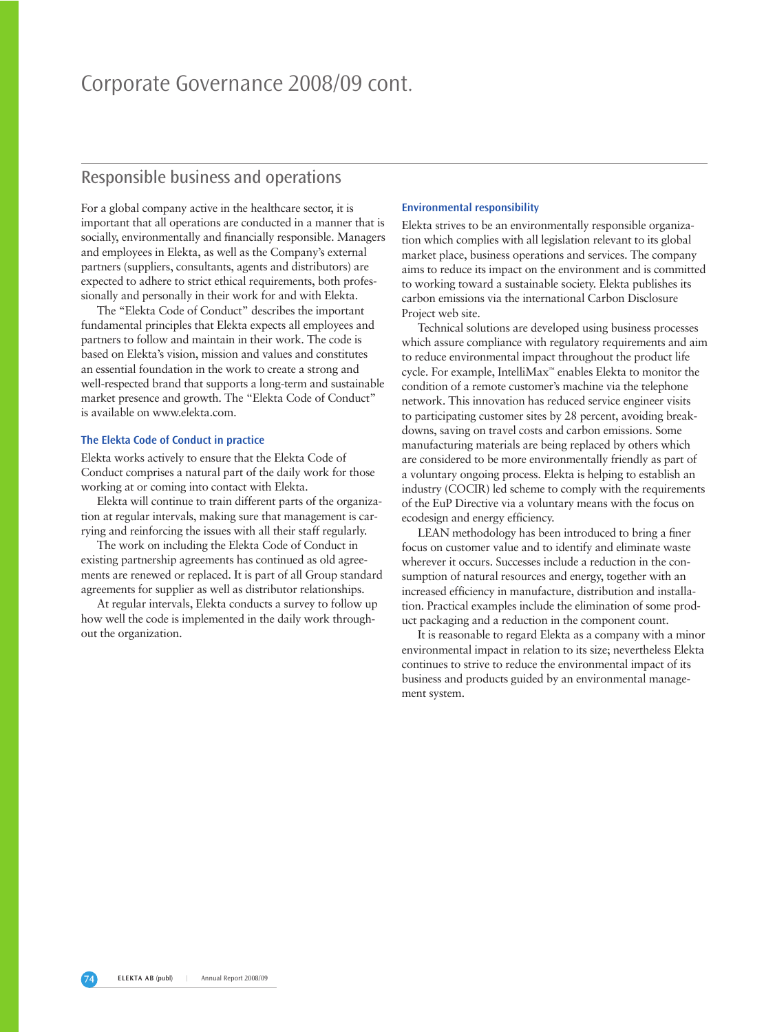# Corporate Governance 2008/09 cont.

## Responsible business and operations

For a global company active in the healthcare sector, it is important that all operations are conducted in a manner that is socially, environmentally and financially responsible. Managers and employees in Elekta, as well as the Company's external partners (suppliers, consultants, agents and distributors) are expected to adhere to strict ethical requirements, both professionally and personally in their work for and with Elekta.

The "Elekta Code of Conduct" describes the important fundamental principles that Elekta expects all employees and partners to follow and maintain in their work. The code is based on Elekta's vision, mission and values and constitutes an essential foundation in the work to create a strong and well-respected brand that supports a long-term and sustainable market presence and growth. The "Elekta Code of Conduct" is available on www.elekta.com.

### The Elekta Code of Conduct in practice

Elekta works actively to ensure that the Elekta Code of Conduct comprises a natural part of the daily work for those working at or coming into contact with Elekta.

Elekta will continue to train different parts of the organization at regular intervals, making sure that management is carrying and reinforcing the issues with all their staff regularly.

The work on including the Elekta Code of Conduct in existing partnership agreements has continued as old agreements are renewed or replaced. It is part of all Group standard agreements for supplier as well as distributor relationships.

At regular intervals, Elekta conducts a survey to follow up how well the code is implemented in the daily work throughout the organization.

### Environmental responsibility

Elekta strives to be an environmentally responsible organization which complies with all legislation relevant to its global market place, business operations and services. The company aims to reduce its impact on the environment and is committed to working toward a sustainable society. Elekta publishes its carbon emissions via the international Carbon Disclosure Project web site.

Technical solutions are developed using business processes which assure compliance with regulatory requirements and aim to reduce environmental impact throughout the product life cycle. For example, IntelliMax™ enables Elekta to monitor the condition of a remote customer's machine via the telephone network. This innovation has reduced service engineer visits to participating customer sites by 28 percent, avoiding breakdowns, saving on travel costs and carbon emissions. Some manufacturing materials are being replaced by others which are considered to be more environmentally friendly as part of a voluntary ongoing process. Elekta is helping to establish an industry (COCIR) led scheme to comply with the requirements of the EuP Directive via a voluntary means with the focus on ecodesign and energy efficiency.

LEAN methodology has been introduced to bring a finer focus on customer value and to identify and eliminate waste wherever it occurs. Successes include a reduction in the consumption of natural resources and energy, together with an increased efficiency in manufacture, distribution and installation. Practical examples include the elimination of some product packaging and a reduction in the component count.

It is reasonable to regard Elekta as a company with a minor environmental impact in relation to its size; nevertheless Elekta continues to strive to reduce the environmental impact of its business and products guided by an environmental management system.